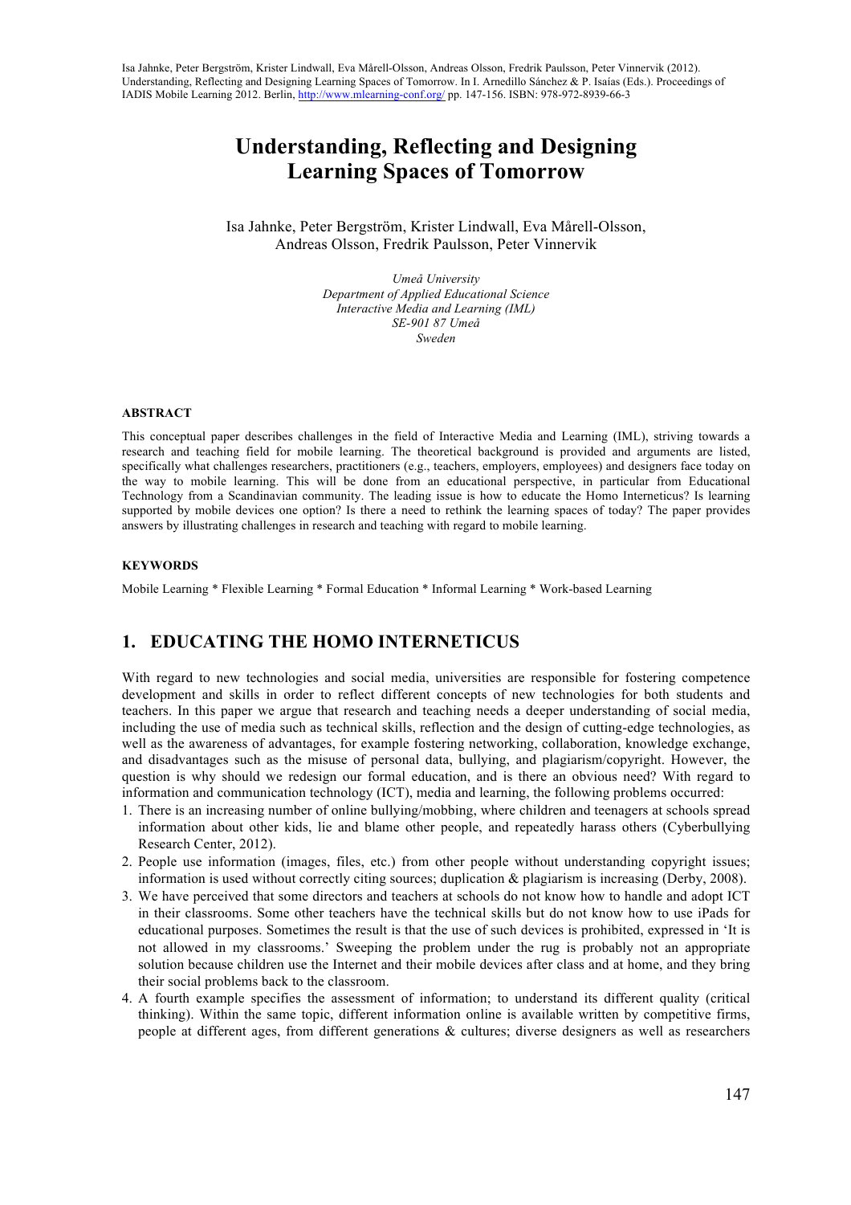Isa Jahnke, Peter Bergström, Krister Lindwall, Eva Mårell-Olsson, Andreas Olsson, Fredrik Paulsson, Peter Vinnervik (2012). Understanding, Reflecting and Designing Learning Spaces of Tomorrow. In I. Arnedillo Sánchez & P. Isaías (Eds.). Proceedings of IADIS Mobile Learning 2012. Berlin, http://www.mlearning-conf.org/ pp. 147-156. ISBN: 978-972-8939-66-3

# Understanding, Reflecting and Designing Learning Spaces of Tomorrow

Isa Jahnke, Peter Bergström, Krister Lindwall, Eva Mårell-Olsson, Andreas Olsson, Fredrik Paulsson, Peter Vinnervik

*Umeå University*
*Department of Applied Educational Science*
*Interactive Media and Learning (IML)*
*SE-901 87 Umeå*
*Sweden*

#### ABSTRACT

This conceptual paper describes challenges in the field of Interactive Media and Learning (IML), striving towards a research and teaching field for mobile learning. The theoretical background is provided and arguments are listed, specifically what challenges researchers, practitioners (e.g., teachers, employers, employees) and designers face today on the way to mobile learning. This will be done from an educational perspective, in particular from Educational Technology from a Scandinavian community. The leading issue is how to educate the Homo Interneticus? Is learning supported by mobile devices one option? Is there a need to rethink the learning spaces of today? The paper provides answers by illustrating challenges in research and teaching with regard to mobile learning.

#### KEYWORDS

Mobile Learning * Flexible Learning * Formal Education * Informal Learning * Work-based Learning

## 1. EDUCATING THE HOMO INTERNETICUS

With regard to new technologies and social media, universities are responsible for fostering competence development and skills in order to reflect different concepts of new technologies for both students and teachers. In this paper we argue that research and teaching needs a deeper understanding of social media, including the use of media such as technical skills, reflection and the design of cutting-edge technologies, as well as the awareness of advantages, for example fostering networking, collaboration, knowledge exchange, and disadvantages such as the misuse of personal data, bullying, and plagiarism/copyright. However, the question is why should we redesign our formal education, and is there an obvious need? With regard to information and communication technology (ICT), media and learning, the following problems occurred:

1. There is an increasing number of online bullying/mobbing, where children and teenagers at schools spread information about other kids, lie and blame other people, and repeatedly harass others (Cyberbullying Research Center, 2012).
2. People use information (images, files, etc.) from other people without understanding copyright issues; information is used without correctly citing sources; duplication & plagiarism is increasing (Derby, 2008).
3. We have perceived that some directors and teachers at schools do not know how to handle and adopt ICT in their classrooms. Some other teachers have the technical skills but do not know how to use iPads for educational purposes. Sometimes the result is that the use of such devices is prohibited, expressed in 'It is not allowed in my classrooms.' Sweeping the problem under the rug is probably not an appropriate solution because children use the Internet and their mobile devices after class and at home, and they bring their social problems back to the classroom.
4. A fourth example specifies the assessment of information; to understand its different quality (critical thinking). Within the same topic, different information online is available written by competitive firms, people at different ages, from different generations & cultures; diverse designers as well as researchers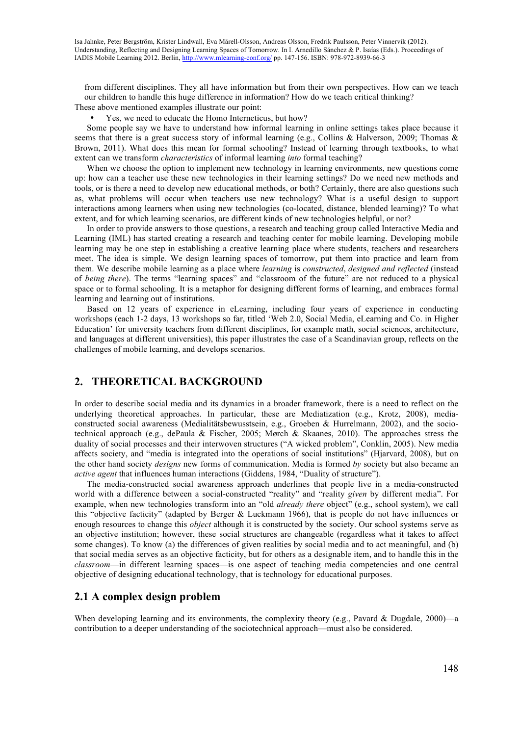from different disciplines. They all have information but from their own perspectives. How can we teach our children to handle this huge difference in information? How do we teach critical thinking?

These above mentioned examples illustrate our point:

- Yes, we need to educate the Homo Interneticus, but how?

Some people say we have to understand how informal learning in online settings takes place because it seems that there is a great success story of informal learning (e.g., Collins & Halverson, 2009; Thomas & Brown, 2011). What does this mean for formal schooling? Instead of learning through textbooks, to what extent can we transform *characteristics* of informal learning *into* formal teaching?

When we choose the option to implement new technology in learning environments, new questions come up: how can a teacher use these new technologies in their learning settings? Do we need new methods and tools, or is there a need to develop new educational methods, or both? Certainly, there are also questions such as, what problems will occur when teachers use new technology? What is a useful design to support interactions among learners when using new technologies (co-located, distance, blended learning)? To what extent, and for which learning scenarios, are different kinds of new technologies helpful, or not?

In order to provide answers to those questions, a research and teaching group called Interactive Media and Learning (IML) has started creating a research and teaching center for mobile learning. Developing mobile learning may be one step in establishing a creative learning place where students, teachers and researchers meet. The idea is simple. We design learning spaces of tomorrow, put them into practice and learn from them. We describe mobile learning as a place where *learning* is *constructed*, *designed and reflected* (instead of *being there*). The terms "learning spaces" and "classroom of the future" are not reduced to a physical space or to formal schooling. It is a metaphor for designing different forms of learning, and embraces formal learning and learning out of institutions.

Based on 12 years of experience in eLearning, including four years of experience in conducting workshops (each 1-2 days, 13 workshops so far, titled 'Web 2.0, Social Media, eLearning and Co. in Higher Education' for university teachers from different disciplines, for example math, social sciences, architecture, and languages at different universities), this paper illustrates the case of a Scandinavian group, reflects on the challenges of mobile learning, and develops scenarios.

## 2. THEORETICAL BACKGROUND

In order to describe social media and its dynamics in a broader framework, there is a need to reflect on the underlying theoretical approaches. In particular, these are Mediatization (e.g., Krotz, 2008), media-constructed social awareness (Medialitätsbewusstsein, e.g., Groeben & Hurrelmann, 2002), and the socio-technical approach (e.g., dePaula & Fischer, 2005; Mørch & Skaanes, 2010). The approaches stress the duality of social processes and their interwoven structures ("A wicked problem", Conklin, 2005). New media affects society, and "media is integrated into the operations of social institutions" (Hjarvard, 2008), but on the other hand society *designs* new forms of communication. Media is formed *by* society but also became an *active agent* that influences human interactions (Giddens, 1984, "Duality of structure").

The media-constructed social awareness approach underlines that people live in a media-constructed world with a difference between a social-constructed "reality" and "reality *given* by different media". For example, when new technologies transform into an "old *already there* object" (e.g., school system), we call this "objective facticity" (adapted by Berger & Luckmann 1966), that is people do not have influences or enough resources to change this *object* although it is constructed by the society. Our school systems serve as an objective institution; however, these social structures are changeable (regardless what it takes to affect some changes). To know (a) the differences of given realities by social media and to act meaningful, and (b) that social media serves as an objective facticity, but for others as a designable item, and to handle this in the *classroom*—in different learning spaces—is one aspect of teaching media competencies and one central objective of designing educational technology, that is technology for educational purposes.

### 2.1 A complex design problem

When developing learning and its environments, the complexity theory (e.g., Pavard & Dugdale, 2000)—a contribution to a deeper understanding of the sociotechnical approach—must also be considered.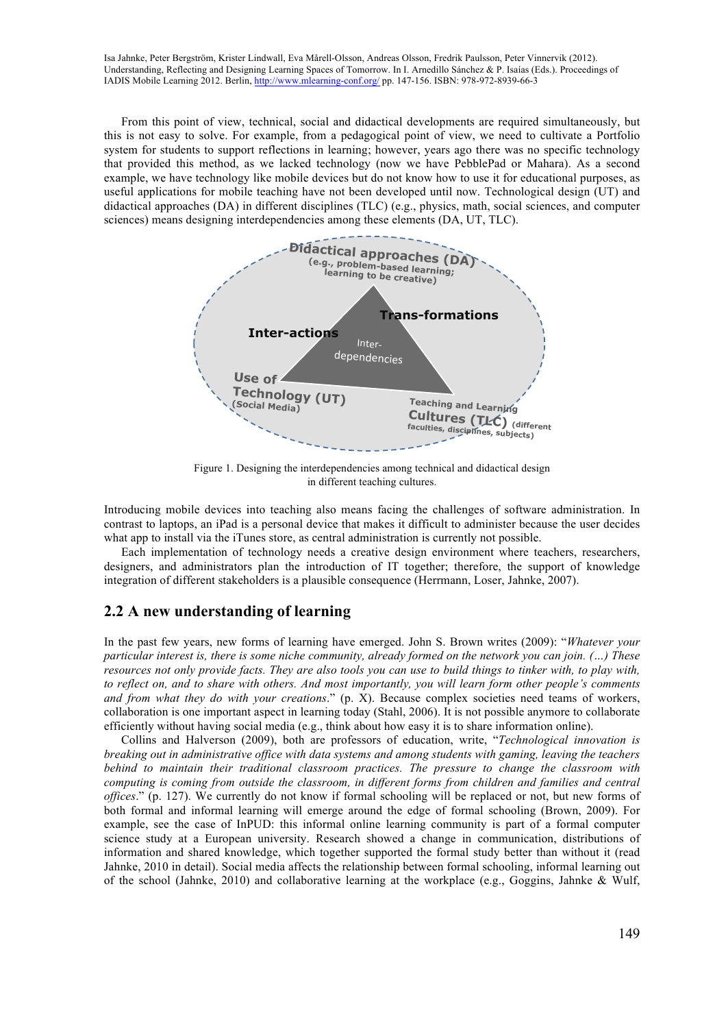From this point of view, technical, social and didactical developments are required simultaneously, but this is not easy to solve. For example, from a pedagogical point of view, we need to cultivate a Portfolio system for students to support reflections in learning; however, years ago there was no specific technology that provided this method, as we lacked technology (now we have PebblePad or Mahara). As a second example, we have technology like mobile devices but do not know how to use it for educational purposes, as useful applications for mobile teaching have not been developed until now. Technological design (UT) and didactical approaches (DA) in different disciplines (TLC) (e.g., physics, math, social sciences, and computer sciences) means designing interdependencies among these elements (DA, UT, TLC).

Figure 1. Designing the interdependencies among technical and didactical design in different teaching cultures.

Introducing mobile devices into teaching also means facing the challenges of software administration. In contrast to laptops, an iPad is a personal device that makes it difficult to administer because the user decides what app to install via the iTunes store, as central administration is currently not possible.

Each implementation of technology needs a creative design environment where teachers, researchers, designers, and administrators plan the introduction of IT together; therefore, the support of knowledge integration of different stakeholders is a plausible consequence (Herrmann, Loser, Jahnke, 2007).

## 2.2 A new understanding of learning

In the past few years, new forms of learning have emerged. John S. Brown writes (2009): "*Whatever your particular interest is, there is some niche community, already formed on the network you can join. (…) These resources not only provide facts. They are also tools you can use to build things to tinker with, to play with, to reflect on, and to share with others. And most importantly, you will learn form other people's comments and from what they do with your creations*." (p. X). Because complex societies need teams of workers, collaboration is one important aspect in learning today (Stahl, 2006). It is not possible anymore to collaborate efficiently without having social media (e.g., think about how easy it is to share information online).

Collins and Halverson (2009), both are professors of education, write, "*Technological innovation is breaking out in administrative office with data systems and among students with gaming, leaving the teachers behind to maintain their traditional classroom practices. The pressure to change the classroom with computing is coming from outside the classroom, in different forms from children and families and central offices*." (p. 127). We currently do not know if formal schooling will be replaced or not, but new forms of both formal and informal learning will emerge around the edge of formal schooling (Brown, 2009). For example, see the case of InPUD: this informal online learning community is part of a formal computer science study at a European university. Research showed a change in communication, distributions of information and shared knowledge, which together supported the formal study better than without it (read Jahnke, 2010 in detail). Social media affects the relationship between formal schooling, informal learning out of the school (Jahnke, 2010) and collaborative learning at the workplace (e.g., Goggins, Jahnke & Wulf,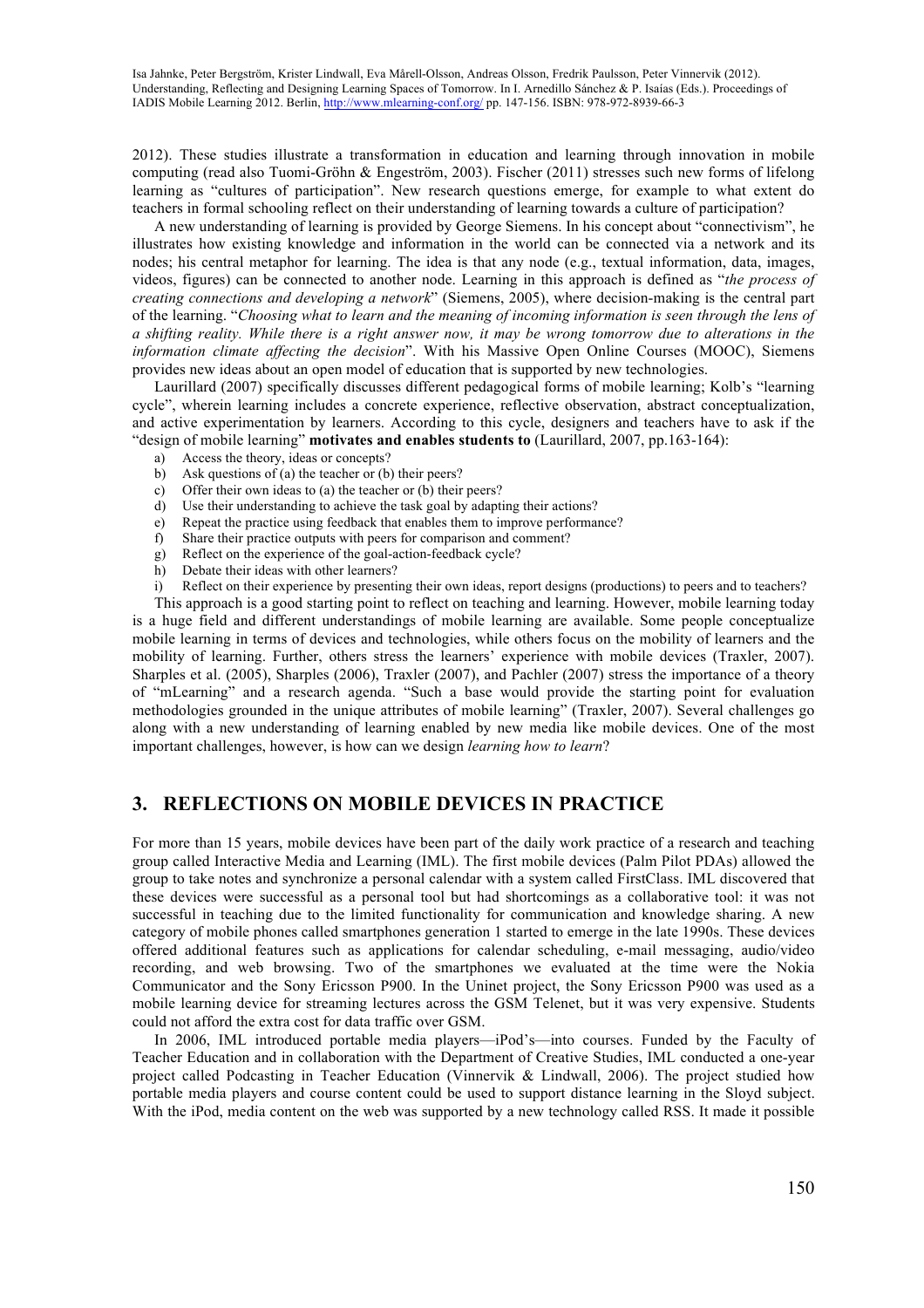2012). These studies illustrate a transformation in education and learning through innovation in mobile computing (read also Tuomi-Gröhn & Engeström, 2003). Fischer (2011) stresses such new forms of lifelong learning as "cultures of participation". New research questions emerge, for example to what extent do teachers in formal schooling reflect on their understanding of learning towards a culture of participation?

A new understanding of learning is provided by George Siemens. In his concept about "connectivism", he illustrates how existing knowledge and information in the world can be connected via a network and its nodes; his central metaphor for learning. The idea is that any node (e.g., textual information, data, images, videos, figures) can be connected to another node. Learning in this approach is defined as "*the process of creating connections and developing a network*" (Siemens, 2005), where decision-making is the central part of the learning. "*Choosing what to learn and the meaning of incoming information is seen through the lens of a shifting reality. While there is a right answer now, it may be wrong tomorrow due to alterations in the information climate affecting the decision*". With his Massive Open Online Courses (MOOC), Siemens provides new ideas about an open model of education that is supported by new technologies.

Laurillard (2007) specifically discusses different pedagogical forms of mobile learning; Kolb's "learning cycle", wherein learning includes a concrete experience, reflective observation, abstract conceptualization, and active experimentation by learners. According to this cycle, designers and teachers have to ask if the "design of mobile learning" **motivates and enables students to** (Laurillard, 2007, pp.163-164):

a) Access the theory, ideas or concepts?
b) Ask questions of (a) the teacher or (b) their peers?
c) Offer their own ideas to (a) the teacher or (b) their peers?
d) Use their understanding to achieve the task goal by adapting their actions?
e) Repeat the practice using feedback that enables them to improve performance?
f) Share their practice outputs with peers for comparison and comment?
g) Reflect on the experience of the goal-action-feedback cycle?
h) Debate their ideas with other learners?
i) Reflect on their experience by presenting their own ideas, report designs (productions) to peers and to teachers?

This approach is a good starting point to reflect on teaching and learning. However, mobile learning today is a huge field and different understandings of mobile learning are available. Some people conceptualize mobile learning in terms of devices and technologies, while others focus on the mobility of learners and the mobility of learning. Further, others stress the learners' experience with mobile devices (Traxler, 2007). Sharples et al. (2005), Sharples (2006), Traxler (2007), and Pachler (2007) stress the importance of a theory of "mLearning" and a research agenda. "Such a base would provide the starting point for evaluation methodologies grounded in the unique attributes of mobile learning" (Traxler, 2007). Several challenges go along with a new understanding of learning enabled by new media like mobile devices. One of the most important challenges, however, is how can we design *learning how to learn*?

## 3. REFLECTIONS ON MOBILE DEVICES IN PRACTICE

For more than 15 years, mobile devices have been part of the daily work practice of a research and teaching group called Interactive Media and Learning (IML). The first mobile devices (Palm Pilot PDAs) allowed the group to take notes and synchronize a personal calendar with a system called FirstClass. IML discovered that these devices were successful as a personal tool but had shortcomings as a collaborative tool: it was not successful in teaching due to the limited functionality for communication and knowledge sharing. A new category of mobile phones called smartphones generation 1 started to emerge in the late 1990s. These devices offered additional features such as applications for calendar scheduling, e-mail messaging, audio/video recording, and web browsing. Two of the smartphones we evaluated at the time were the Nokia Communicator and the Sony Ericsson P900. In the Uninet project, the Sony Ericsson P900 was used as a mobile learning device for streaming lectures across the GSM Telenet, but it was very expensive. Students could not afford the extra cost for data traffic over GSM.

In 2006, IML introduced portable media players—iPod's—into courses. Funded by the Faculty of Teacher Education and in collaboration with the Department of Creative Studies, IML conducted a one-year project called Podcasting in Teacher Education (Vinnervik & Lindwall, 2006). The project studied how portable media players and course content could be used to support distance learning in the Sloyd subject. With the iPod, media content on the web was supported by a new technology called RSS. It made it possible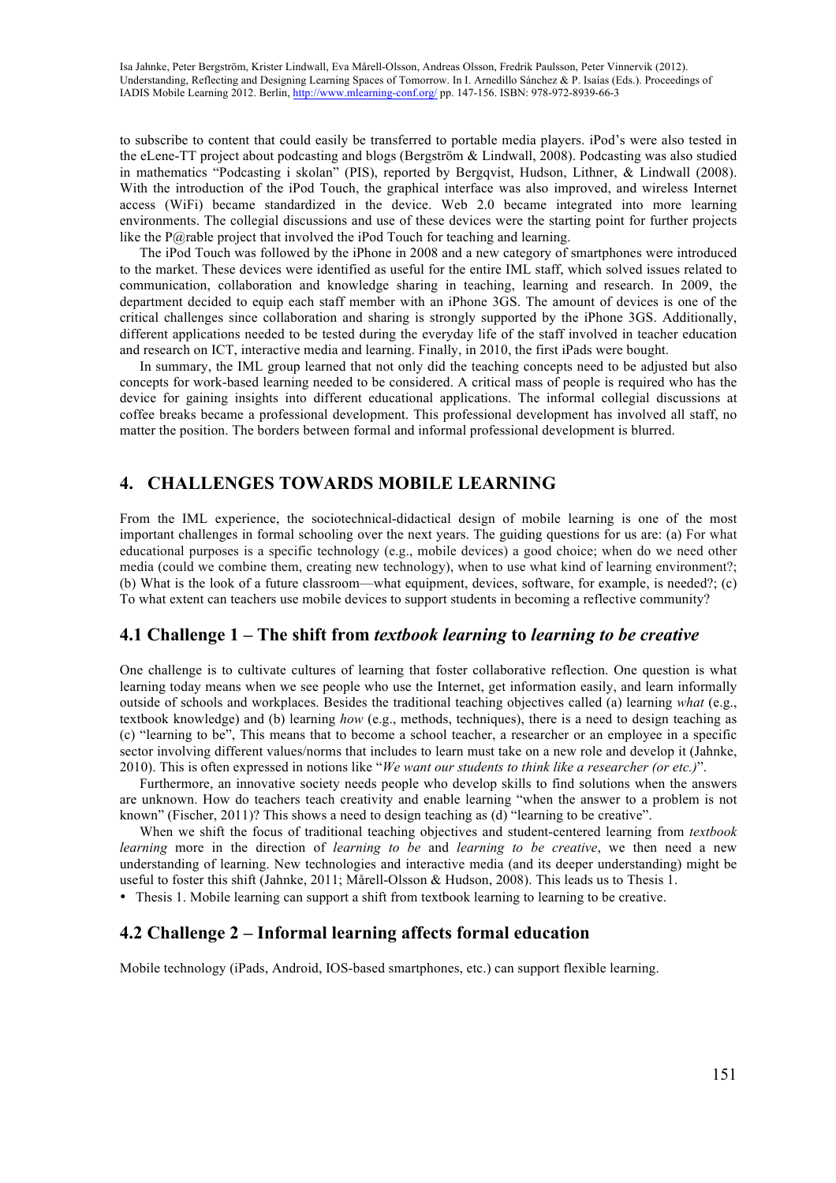to subscribe to content that could easily be transferred to portable media players. iPod's were also tested in the eLene-TT project about podcasting and blogs (Bergström & Lindwall, 2008). Podcasting was also studied in mathematics "Podcasting i skolan" (PIS), reported by Bergqvist, Hudson, Lithner, & Lindwall (2008). With the introduction of the iPod Touch, the graphical interface was also improved, and wireless Internet access (WiFi) became standardized in the device. Web 2.0 became integrated into more learning environments. The collegial discussions and use of these devices were the starting point for further projects like the P@rable project that involved the iPod Touch for teaching and learning.

The iPod Touch was followed by the iPhone in 2008 and a new category of smartphones were introduced to the market. These devices were identified as useful for the entire IML staff, which solved issues related to communication, collaboration and knowledge sharing in teaching, learning and research. In 2009, the department decided to equip each staff member with an iPhone 3GS. The amount of devices is one of the critical challenges since collaboration and sharing is strongly supported by the iPhone 3GS. Additionally, different applications needed to be tested during the everyday life of the staff involved in teacher education and research on ICT, interactive media and learning. Finally, in 2010, the first iPads were bought.

In summary, the IML group learned that not only did the teaching concepts need to be adjusted but also concepts for work-based learning needed to be considered. A critical mass of people is required who has the device for gaining insights into different educational applications. The informal collegial discussions at coffee breaks became a professional development. This professional development has involved all staff, no matter the position. The borders between formal and informal professional development is blurred.

## 4. CHALLENGES TOWARDS MOBILE LEARNING

From the IML experience, the sociotechnical-didactical design of mobile learning is one of the most important challenges in formal schooling over the next years. The guiding questions for us are: (a) For what educational purposes is a specific technology (e.g., mobile devices) a good choice; when do we need other media (could we combine them, creating new technology), when to use what kind of learning environment?; (b) What is the look of a future classroom—what equipment, devices, software, for example, is needed?; (c) To what extent can teachers use mobile devices to support students in becoming a reflective community?

### 4.1 Challenge 1 – The shift from *textbook learning* to *learning to be creative*

One challenge is to cultivate cultures of learning that foster collaborative reflection. One question is what learning today means when we see people who use the Internet, get information easily, and learn informally outside of schools and workplaces. Besides the traditional teaching objectives called (a) learning *what* (e.g., textbook knowledge) and (b) learning *how* (e.g., methods, techniques), there is a need to design teaching as (c) "learning to be", This means that to become a school teacher, a researcher or an employee in a specific sector involving different values/norms that includes to learn must take on a new role and develop it (Jahnke, 2010). This is often expressed in notions like "*We want our students to think like a researcher (or etc.)*".

Furthermore, an innovative society needs people who develop skills to find solutions when the answers are unknown. How do teachers teach creativity and enable learning "when the answer to a problem is not known" (Fischer, 2011)? This shows a need to design teaching as (d) "learning to be creative".

When we shift the focus of traditional teaching objectives and student-centered learning from *textbook learning* more in the direction of *learning to be* and *learning to be creative*, we then need a new understanding of learning. New technologies and interactive media (and its deeper understanding) might be useful to foster this shift (Jahnke, 2011; Mårell-Olsson & Hudson, 2008). This leads us to Thesis 1.

- Thesis 1. Mobile learning can support a shift from textbook learning to learning to be creative.

### 4.2 Challenge 2 – Informal learning affects formal education

Mobile technology (iPads, Android, IOS-based smartphones, etc.) can support flexible learning.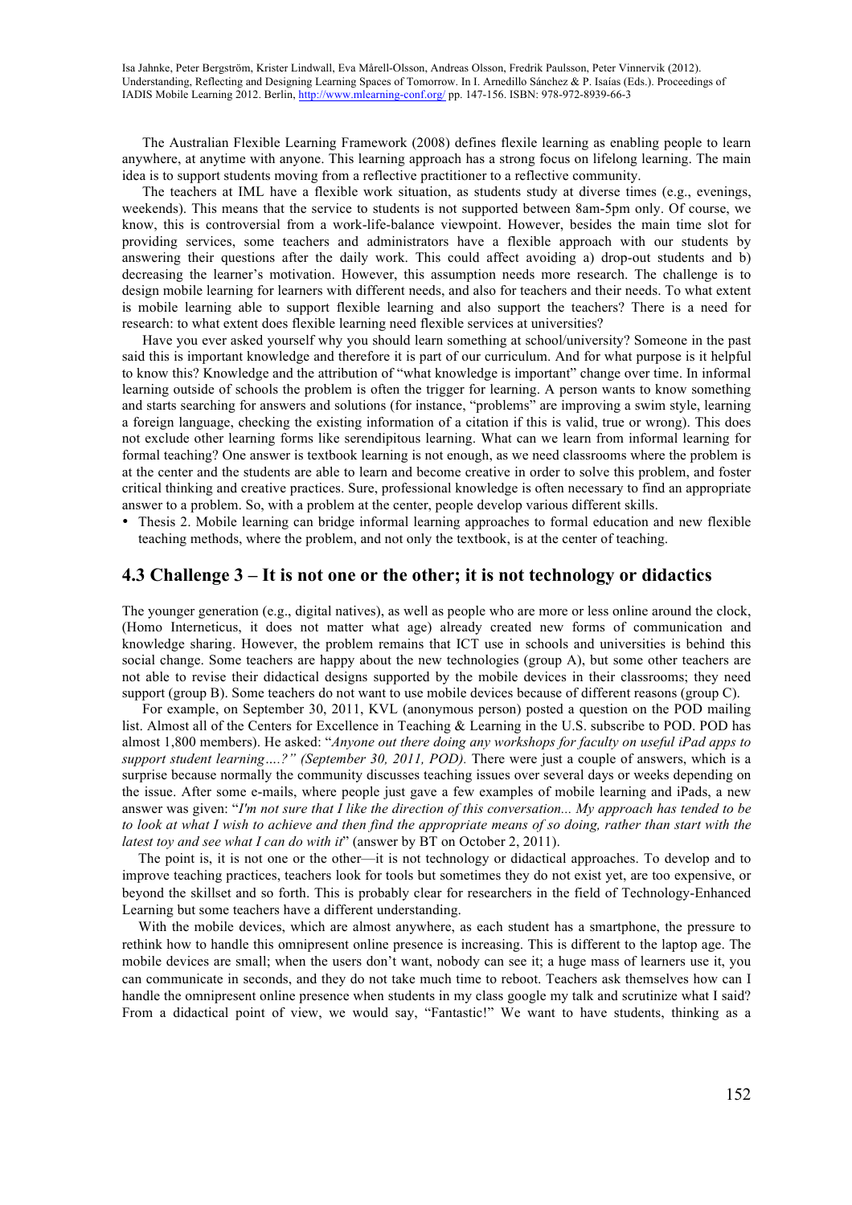The Australian Flexible Learning Framework (2008) defines flexile learning as enabling people to learn anywhere, at anytime with anyone. This learning approach has a strong focus on lifelong learning. The main idea is to support students moving from a reflective practitioner to a reflective community.

The teachers at IML have a flexible work situation, as students study at diverse times (e.g., evenings, weekends). This means that the service to students is not supported between 8am-5pm only. Of course, we know, this is controversial from a work-life-balance viewpoint. However, besides the main time slot for providing services, some teachers and administrators have a flexible approach with our students by answering their questions after the daily work. This could affect avoiding a) drop-out students and b) decreasing the learner's motivation. However, this assumption needs more research. The challenge is to design mobile learning for learners with different needs, and also for teachers and their needs. To what extent is mobile learning able to support flexible learning and also support the teachers? There is a need for research: to what extent does flexible learning need flexible services at universities?

Have you ever asked yourself why you should learn something at school/university? Someone in the past said this is important knowledge and therefore it is part of our curriculum. And for what purpose is it helpful to know this? Knowledge and the attribution of "what knowledge is important" change over time. In informal learning outside of schools the problem is often the trigger for learning. A person wants to know something and starts searching for answers and solutions (for instance, "problems" are improving a swim style, learning a foreign language, checking the existing information of a citation if this is valid, true or wrong). This does not exclude other learning forms like serendipitous learning. What can we learn from informal learning for formal teaching? One answer is textbook learning is not enough, as we need classrooms where the problem is at the center and the students are able to learn and become creative in order to solve this problem, and foster critical thinking and creative practices. Sure, professional knowledge is often necessary to find an appropriate answer to a problem. So, with a problem at the center, people develop various different skills.

- Thesis 2. Mobile learning can bridge informal learning approaches to formal education and new flexible teaching methods, where the problem, and not only the textbook, is at the center of teaching.

## 4.3 Challenge 3 – It is not one or the other; it is not technology or didactics

The younger generation (e.g., digital natives), as well as people who are more or less online around the clock, (Homo Interneticus, it does not matter what age) already created new forms of communication and knowledge sharing. However, the problem remains that ICT use in schools and universities is behind this social change. Some teachers are happy about the new technologies (group A), but some other teachers are not able to revise their didactical designs supported by the mobile devices in their classrooms; they need support (group B). Some teachers do not want to use mobile devices because of different reasons (group C).

For example, on September 30, 2011, KVL (anonymous person) posted a question on the POD mailing list. Almost all of the Centers for Excellence in Teaching & Learning in the U.S. subscribe to POD. POD has almost 1,800 members). He asked: "*Anyone out there doing any workshops for faculty on useful iPad apps to support student learning….?" (September 30, 2011, POD).* There were just a couple of answers, which is a surprise because normally the community discusses teaching issues over several days or weeks depending on the issue. After some e-mails, where people just gave a few examples of mobile learning and iPads, a new answer was given: "*I'm not sure that I like the direction of this conversation... My approach has tended to be to look at what I wish to achieve and then find the appropriate means of so doing, rather than start with the latest toy and see what I can do with it*" (answer by BT on October 2, 2011).

The point is, it is not one or the other—it is not technology or didactical approaches. To develop and to improve teaching practices, teachers look for tools but sometimes they do not exist yet, are too expensive, or beyond the skillset and so forth. This is probably clear for researchers in the field of Technology-Enhanced Learning but some teachers have a different understanding.

With the mobile devices, which are almost anywhere, as each student has a smartphone, the pressure to rethink how to handle this omnipresent online presence is increasing. This is different to the laptop age. The mobile devices are small; when the users don't want, nobody can see it; a huge mass of learners use it, you can communicate in seconds, and they do not take much time to reboot. Teachers ask themselves how can I handle the omnipresent online presence when students in my class google my talk and scrutinize what I said? From a didactical point of view, we would say, "Fantastic!" We want to have students, thinking as a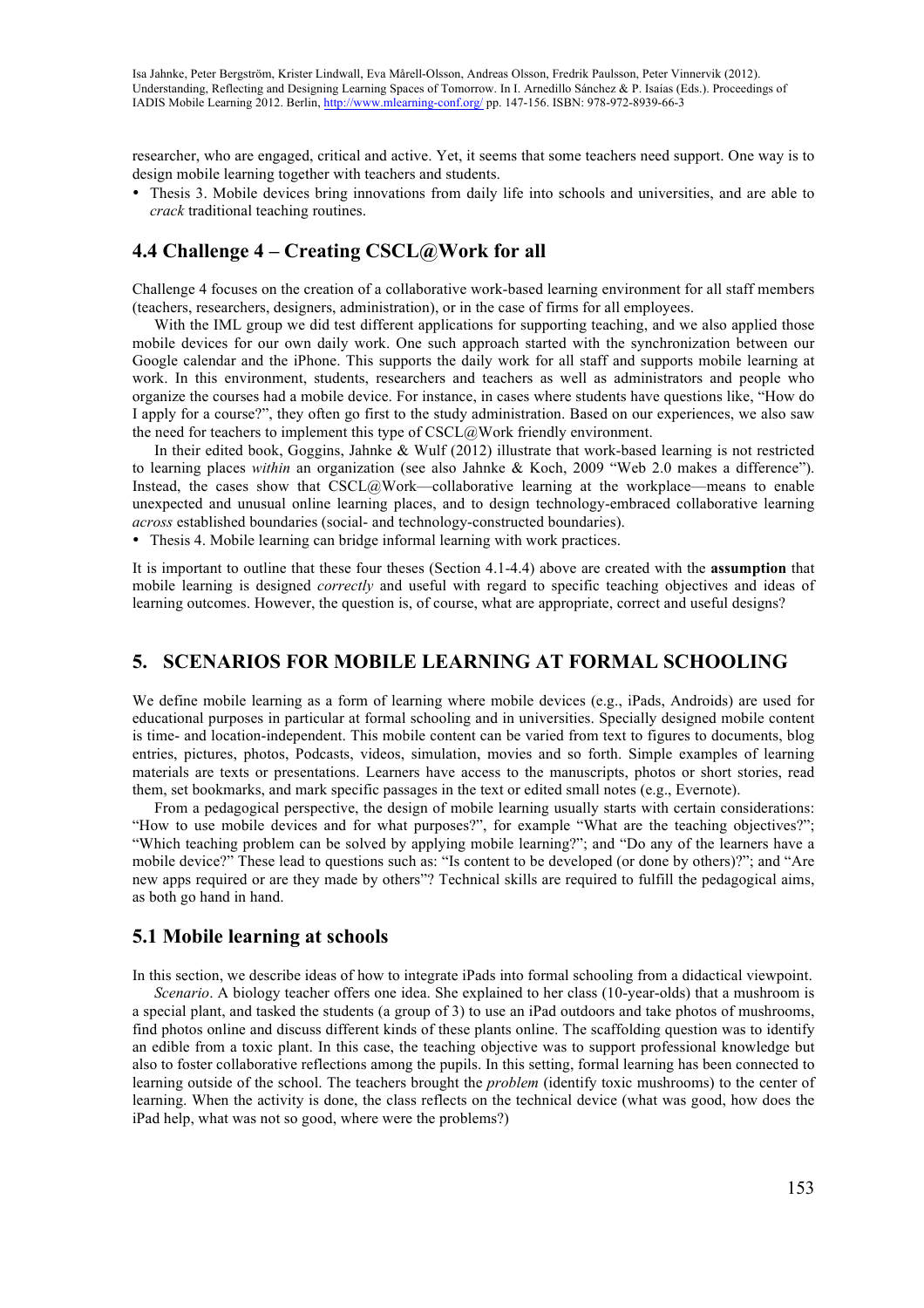researcher, who are engaged, critical and active. Yet, it seems that some teachers need support. One way is to design mobile learning together with teachers and students.

- Thesis 3. Mobile devices bring innovations from daily life into schools and universities, and are able to *crack* traditional teaching routines.

## 4.4 Challenge 4 – Creating CSCL@Work for all

Challenge 4 focuses on the creation of a collaborative work-based learning environment for all staff members (teachers, researchers, designers, administration), or in the case of firms for all employees.

With the IML group we did test different applications for supporting teaching, and we also applied those mobile devices for our own daily work. One such approach started with the synchronization between our Google calendar and the iPhone. This supports the daily work for all staff and supports mobile learning at work. In this environment, students, researchers and teachers as well as administrators and people who organize the courses had a mobile device. For instance, in cases where students have questions like, "How do I apply for a course?", they often go first to the study administration. Based on our experiences, we also saw the need for teachers to implement this type of CSCL@Work friendly environment.

In their edited book, Goggins, Jahnke & Wulf (2012) illustrate that work-based learning is not restricted to learning places *within* an organization (see also Jahnke & Koch, 2009 "Web 2.0 makes a difference"). Instead, the cases show that CSCL@Work—collaborative learning at the workplace—means to enable unexpected and unusual online learning places, and to design technology-embraced collaborative learning *across* established boundaries (social- and technology-constructed boundaries).

- Thesis 4. Mobile learning can bridge informal learning with work practices.

It is important to outline that these four theses (Section 4.1-4.4) above are created with the **assumption** that mobile learning is designed *correctly* and useful with regard to specific teaching objectives and ideas of learning outcomes. However, the question is, of course, what are appropriate, correct and useful designs?

# 5. SCENARIOS FOR MOBILE LEARNING AT FORMAL SCHOOLING

We define mobile learning as a form of learning where mobile devices (e.g., iPads, Androids) are used for educational purposes in particular at formal schooling and in universities. Specially designed mobile content is time- and location-independent. This mobile content can be varied from text to figures to documents, blog entries, pictures, photos, Podcasts, videos, simulation, movies and so forth. Simple examples of learning materials are texts or presentations. Learners have access to the manuscripts, photos or short stories, read them, set bookmarks, and mark specific passages in the text or edited small notes (e.g., Evernote).

From a pedagogical perspective, the design of mobile learning usually starts with certain considerations: "How to use mobile devices and for what purposes?", for example "What are the teaching objectives?"; "Which teaching problem can be solved by applying mobile learning?"; and "Do any of the learners have a mobile device?" These lead to questions such as: "Is content to be developed (or done by others)?"; and "Are new apps required or are they made by others"? Technical skills are required to fulfill the pedagogical aims, as both go hand in hand.

## 5.1 Mobile learning at schools

In this section, we describe ideas of how to integrate iPads into formal schooling from a didactical viewpoint.

*Scenario*. A biology teacher offers one idea. She explained to her class (10-year-olds) that a mushroom is a special plant, and tasked the students (a group of 3) to use an iPad outdoors and take photos of mushrooms, find photos online and discuss different kinds of these plants online. The scaffolding question was to identify an edible from a toxic plant. In this case, the teaching objective was to support professional knowledge but also to foster collaborative reflections among the pupils. In this setting, formal learning has been connected to learning outside of the school. The teachers brought the *problem* (identify toxic mushrooms) to the center of learning. When the activity is done, the class reflects on the technical device (what was good, how does the iPad help, what was not so good, where were the problems?)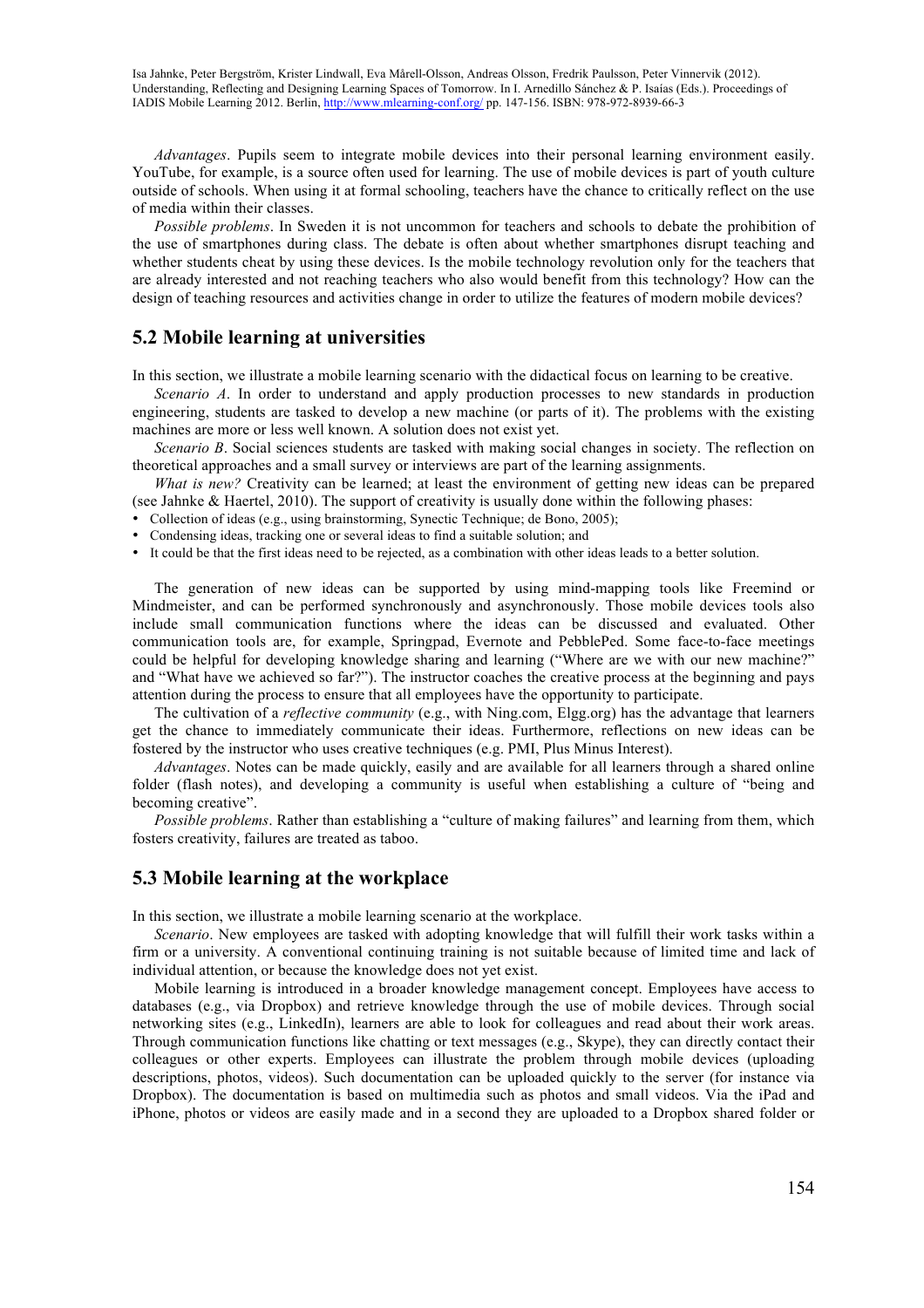*Advantages*. Pupils seem to integrate mobile devices into their personal learning environment easily. YouTube, for example, is a source often used for learning. The use of mobile devices is part of youth culture outside of schools. When using it at formal schooling, teachers have the chance to critically reflect on the use of media within their classes.

*Possible problems*. In Sweden it is not uncommon for teachers and schools to debate the prohibition of the use of smartphones during class. The debate is often about whether smartphones disrupt teaching and whether students cheat by using these devices. Is the mobile technology revolution only for the teachers that are already interested and not reaching teachers who also would benefit from this technology? How can the design of teaching resources and activities change in order to utilize the features of modern mobile devices?

## 5.2 Mobile learning at universities

In this section, we illustrate a mobile learning scenario with the didactical focus on learning to be creative.

*Scenario A*. In order to understand and apply production processes to new standards in production engineering, students are tasked to develop a new machine (or parts of it). The problems with the existing machines are more or less well known. A solution does not exist yet.

*Scenario B*. Social sciences students are tasked with making social changes in society. The reflection on theoretical approaches and a small survey or interviews are part of the learning assignments.

*What is new?* Creativity can be learned; at least the environment of getting new ideas can be prepared (see Jahnke & Haertel, 2010). The support of creativity is usually done within the following phases:

- Collection of ideas (e.g., using brainstorming, Synectic Technique; de Bono, 2005);
- Condensing ideas, tracking one or several ideas to find a suitable solution; and
- It could be that the first ideas need to be rejected, as a combination with other ideas leads to a better solution.

The generation of new ideas can be supported by using mind-mapping tools like Freemind or Mindmeister, and can be performed synchronously and asynchronously. Those mobile devices tools also include small communication functions where the ideas can be discussed and evaluated. Other communication tools are, for example, Springpad, Evernote and PebblePed. Some face-to-face meetings could be helpful for developing knowledge sharing and learning ("Where are we with our new machine?" and "What have we achieved so far?"). The instructor coaches the creative process at the beginning and pays attention during the process to ensure that all employees have the opportunity to participate.

The cultivation of a *reflective community* (e.g., with Ning.com, Elgg.org) has the advantage that learners get the chance to immediately communicate their ideas. Furthermore, reflections on new ideas can be fostered by the instructor who uses creative techniques (e.g. PMI, Plus Minus Interest).

*Advantages*. Notes can be made quickly, easily and are available for all learners through a shared online folder (flash notes), and developing a community is useful when establishing a culture of "being and becoming creative".

*Possible problems*. Rather than establishing a "culture of making failures" and learning from them, which fosters creativity, failures are treated as taboo.

## 5.3 Mobile learning at the workplace

In this section, we illustrate a mobile learning scenario at the workplace.

*Scenario*. New employees are tasked with adopting knowledge that will fulfill their work tasks within a firm or a university. A conventional continuing training is not suitable because of limited time and lack of individual attention, or because the knowledge does not yet exist.

Mobile learning is introduced in a broader knowledge management concept. Employees have access to databases (e.g., via Dropbox) and retrieve knowledge through the use of mobile devices. Through social networking sites (e.g., LinkedIn), learners are able to look for colleagues and read about their work areas. Through communication functions like chatting or text messages (e.g., Skype), they can directly contact their colleagues or other experts. Employees can illustrate the problem through mobile devices (uploading descriptions, photos, videos). Such documentation can be uploaded quickly to the server (for instance via Dropbox). The documentation is based on multimedia such as photos and small videos. Via the iPad and iPhone, photos or videos are easily made and in a second they are uploaded to a Dropbox shared folder or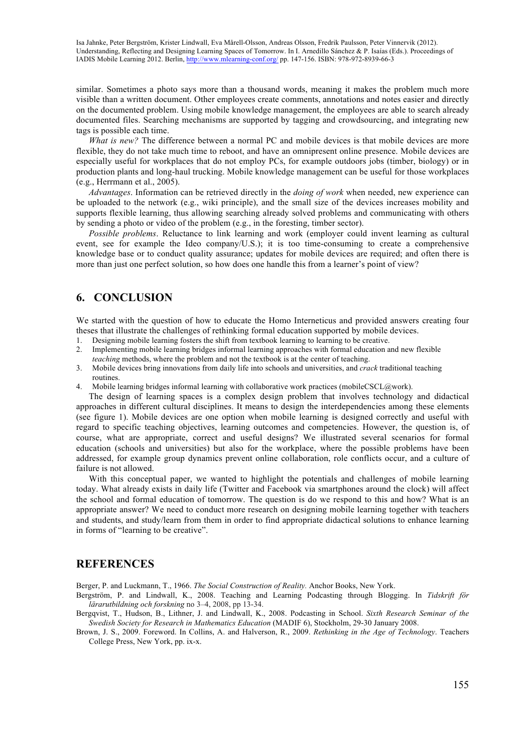similar. Sometimes a photo says more than a thousand words, meaning it makes the problem much more visible than a written document. Other employees create comments, annotations and notes easier and directly on the documented problem. Using mobile knowledge management, the employees are able to search already documented files. Searching mechanisms are supported by tagging and crowdsourcing, and integrating new tags is possible each time.

*What is new?* The difference between a normal PC and mobile devices is that mobile devices are more flexible, they do not take much time to reboot, and have an omnipresent online presence. Mobile devices are especially useful for workplaces that do not employ PCs, for example outdoors jobs (timber, biology) or in production plants and long-haul trucking. Mobile knowledge management can be useful for those workplaces (e.g., Herrmann et al., 2005).

*Advantages*. Information can be retrieved directly in the *doing of work* when needed, new experience can be uploaded to the network (e.g., wiki principle), and the small size of the devices increases mobility and supports flexible learning, thus allowing searching already solved problems and communicating with others by sending a photo or video of the problem (e.g., in the foresting, timber sector).

*Possible problems*. Reluctance to link learning and work (employer could invent learning as cultural event, see for example the Ideo company/U.S.); it is too time-consuming to create a comprehensive knowledge base or to conduct quality assurance; updates for mobile devices are required; and often there is more than just one perfect solution, so how does one handle this from a learner's point of view?

## 6. CONCLUSION

We started with the question of how to educate the Homo Interneticus and provided answers creating four theses that illustrate the challenges of rethinking formal education supported by mobile devices.

1. Designing mobile learning fosters the shift from textbook learning to learning to be creative.
2. Implementing mobile learning bridges informal learning approaches with formal education and new flexible *teaching* methods, where the problem and not the textbook is at the center of teaching.
3. Mobile devices bring innovations from daily life into schools and universities, and *crack* traditional teaching routines.
4. Mobile learning bridges informal learning with collaborative work practices (mobileCSCL@work).

The design of learning spaces is a complex design problem that involves technology and didactical approaches in different cultural disciplines. It means to design the interdependencies among these elements (see figure 1). Mobile devices are one option when mobile learning is designed correctly and useful with regard to specific teaching objectives, learning outcomes and competencies. However, the question is, of course, what are appropriate, correct and useful designs? We illustrated several scenarios for formal education (schools and universities) but also for the workplace, where the possible problems have been addressed, for example group dynamics prevent online collaboration, role conflicts occur, and a culture of failure is not allowed.

With this conceptual paper, we wanted to highlight the potentials and challenges of mobile learning today. What already exists in daily life (Twitter and Facebook via smartphones around the clock) will affect the school and formal education of tomorrow. The question is do we respond to this and how? What is an appropriate answer? We need to conduct more research on designing mobile learning together with teachers and students, and study/learn from them in order to find appropriate didactical solutions to enhance learning in forms of "learning to be creative".

## REFERENCES

Berger, P. and Luckmann, T., 1966. *The Social Construction of Reality.* Anchor Books, New York.

Bergström, P. and Lindwall, K., 2008. Teaching and Learning Podcasting through Blogging. In *Tidskrift för lärarutbildning och forskning* no 3–4, 2008, pp 13-34.

Bergqvist, T., Hudson, B., Lithner, J. and Lindwall, K., 2008. Podcasting in School. *Sixth Research Seminar of the Swedish Society for Research in Mathematics Education* (MADIF 6), Stockholm, 29-30 January 2008.

Brown, J. S., 2009. Foreword. In Collins, A. and Halverson, R., 2009. *Rethinking in the Age of Technology*. Teachers College Press, New York, pp. ix-x.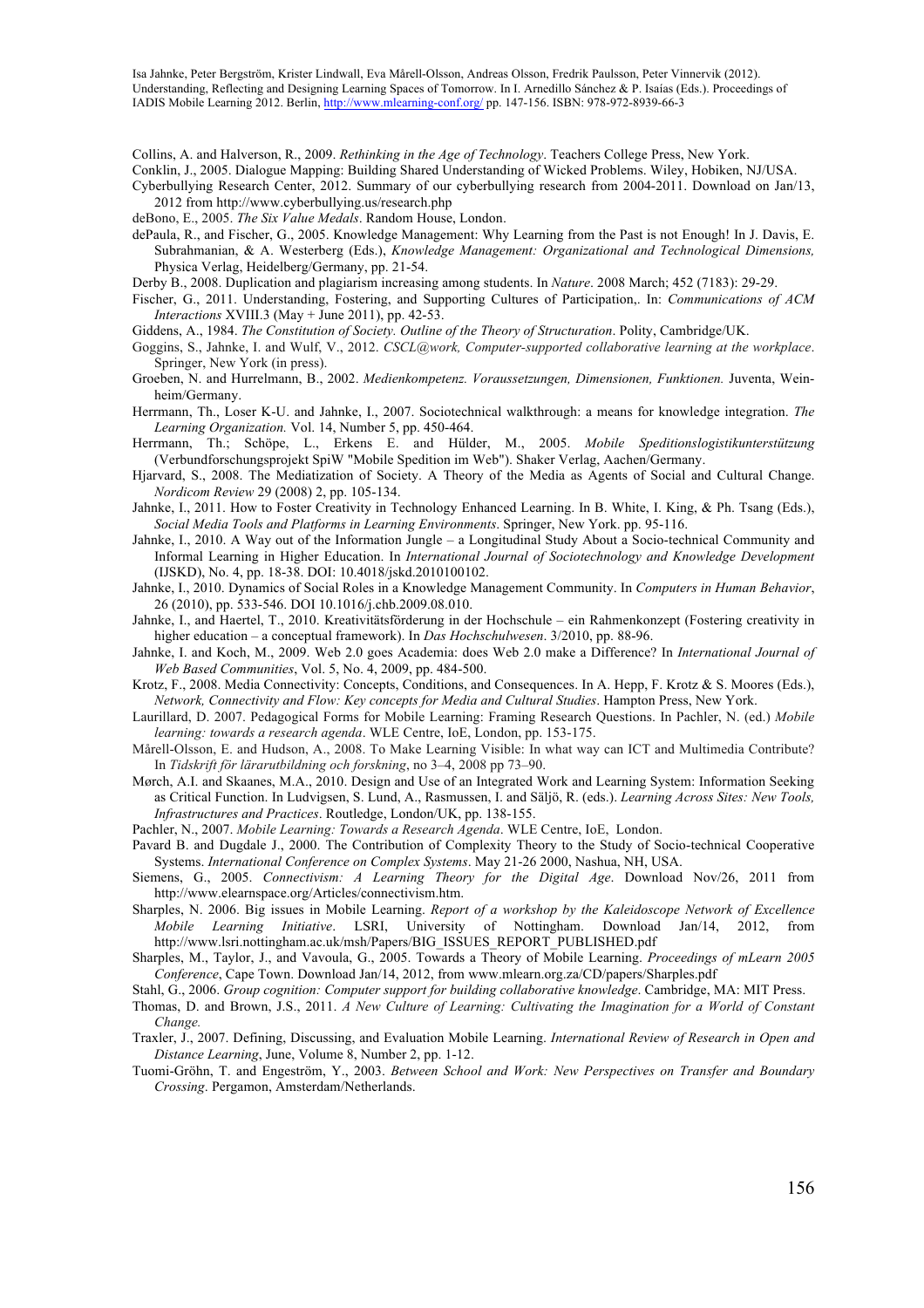Collins, A. and Halverson, R., 2009. *Rethinking in the Age of Technology*. Teachers College Press, New York.

Conklin, J., 2005. Dialogue Mapping: Building Shared Understanding of Wicked Problems. Wiley, Hobiken, NJ/USA.

Cyberbullying Research Center, 2012. Summary of our cyberbullying research from 2004-2011. Download on Jan/13, 2012 from http://www.cyberbullying.us/research.php

deBono, E., 2005. *The Six Value Medals*. Random House, London.

dePaula, R., and Fischer, G., 2005. Knowledge Management: Why Learning from the Past is not Enough! In J. Davis, E. Subrahmanian, & A. Westerberg (Eds.), *Knowledge Management: Organizational and Technological Dimensions,* Physica Verlag, Heidelberg/Germany, pp. 21-54.

Derby B., 2008. Duplication and plagiarism increasing among students. In *Nature*. 2008 March; 452 (7183): 29-29.

Fischer, G., 2011. Understanding, Fostering, and Supporting Cultures of Participation,. In: *Communications of ACM Interactions* XVIII.3 (May + June 2011), pp. 42-53.

Giddens, A., 1984. *The Constitution of Society. Outline of the Theory of Structuration*. Polity, Cambridge/UK.

Goggins, S., Jahnke, I. and Wulf, V., 2012. *CSCL@work, Computer-supported collaborative learning at the workplace*. Springer, New York (in press).

Groeben, N. and Hurrelmann, B., 2002. *Medienkompetenz. Voraussetzungen, Dimensionen, Funktionen.* Juventa, Weinheim/Germany.

Herrmann, Th., Loser K-U. and Jahnke, I., 2007. Sociotechnical walkthrough: a means for knowledge integration. *The Learning Organization.* Vol. 14, Number 5, pp. 450-464.

Herrmann, Th.; Schöpe, L., Erkens E. and Hülder, M., 2005. *Mobile Speditionslogistikunterstützung* (Verbundforschungsprojekt SpiW "Mobile Spedition im Web"). Shaker Verlag, Aachen/Germany.

Hjarvard, S., 2008. The Mediatization of Society. A Theory of the Media as Agents of Social and Cultural Change. *Nordicom Review* 29 (2008) 2, pp. 105-134.

Jahnke, I., 2011. How to Foster Creativity in Technology Enhanced Learning. In B. White, I. King, & Ph. Tsang (Eds.), *Social Media Tools and Platforms in Learning Environments*. Springer, New York. pp. 95-116.

Jahnke, I., 2010. A Way out of the Information Jungle – a Longitudinal Study About a Socio-technical Community and Informal Learning in Higher Education. In *International Journal of Sociotechnology and Knowledge Development* (IJSKD), No. 4, pp. 18-38. DOI: 10.4018/jskd.2010100102.

Jahnke, I., 2010. Dynamics of Social Roles in a Knowledge Management Community. In *Computers in Human Behavior*, 26 (2010), pp. 533-546. DOI 10.1016/j.chb.2009.08.010.

Jahnke, I., and Haertel, T., 2010. Kreativitätsförderung in der Hochschule – ein Rahmenkonzept (Fostering creativity in higher education – a conceptual framework). In *Das Hochschulwesen*. 3/2010, pp. 88-96.

Jahnke, I. and Koch, M., 2009. Web 2.0 goes Academia: does Web 2.0 make a Difference? In *International Journal of Web Based Communities*, Vol. 5, No. 4, 2009, pp. 484-500.

Krotz, F., 2008. Media Connectivity: Concepts, Conditions, and Consequences. In A. Hepp, F. Krotz & S. Moores (Eds.), *Network, Connectivity and Flow: Key concepts for Media and Cultural Studies*. Hampton Press, New York.

Laurillard, D. 2007. Pedagogical Forms for Mobile Learning: Framing Research Questions. In Pachler, N. (ed.) *Mobile learning: towards a research agenda*. WLE Centre, IoE, London, pp. 153-175.

Mårell-Olsson, E. and Hudson, A., 2008. To Make Learning Visible: In what way can ICT and Multimedia Contribute? In *Tidskrift för lärarutbildning och forskning*, no 3–4, 2008 pp 73–90.

Mørch, A.I. and Skaanes, M.A., 2010. Design and Use of an Integrated Work and Learning System: Information Seeking as Critical Function. In Ludvigsen, S. Lund, A., Rasmussen, I. and Säljö, R. (eds.). *Learning Across Sites: New Tools, Infrastructures and Practices*. Routledge, London/UK, pp. 138-155.

Pachler, N., 2007. *Mobile Learning: Towards a Research Agenda*. WLE Centre, IoE, London.

Pavard B. and Dugdale J., 2000. The Contribution of Complexity Theory to the Study of Socio-technical Cooperative Systems. *International Conference on Complex Systems*. May 21-26 2000, Nashua, NH, USA.

Siemens, G., 2005. *Connectivism: A Learning Theory for the Digital Age*. Download Nov/26, 2011 from http://www.elearnspace.org/Articles/connectivism.htm.

Sharples, N. 2006. Big issues in Mobile Learning. *Report of a workshop by the Kaleidoscope Network of Excellence Mobile Learning Initiative*. LSRI, University of Nottingham. Download Jan/14, 2012, from http://www.lsri.nottingham.ac.uk/msh/Papers/BIG_ISSUES_REPORT_PUBLISHED.pdf

Sharples, M., Taylor, J., and Vavoula, G., 2005. Towards a Theory of Mobile Learning. *Proceedings of mLearn 2005 Conference*, Cape Town. Download Jan/14, 2012, from www.mlearn.org.za/CD/papers/Sharples.pdf

Stahl, G., 2006. *Group cognition: Computer support for building collaborative knowledge*. Cambridge, MA: MIT Press.

Thomas, D. and Brown, J.S., 2011. *A New Culture of Learning: Cultivating the Imagination for a World of Constant Change.*

Traxler, J., 2007. Defining, Discussing, and Evaluation Mobile Learning. *International Review of Research in Open and Distance Learning*, June, Volume 8, Number 2, pp. 1-12.

Tuomi-Gröhn, T. and Engeström, Y., 2003. *Between School and Work: New Perspectives on Transfer and Boundary Crossing*. Pergamon, Amsterdam/Netherlands.